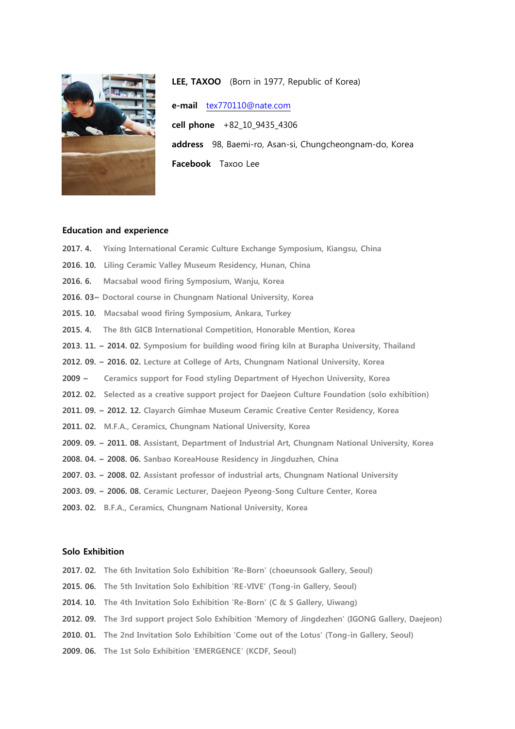**LEE, TAXOO** (Born in 1977, Republic of Korea)

**e-mail** tex770110@nate.com

**cell phone** +82_10_9435_4306

**address** 98, Baemi-ro, Asan-si, Chungcheongnam-do, Korea

**Facebook** Taxoo Lee

## Education and experience

**2017. 4.** Yixing International Ceramic Culture Exchange Symposium, Kiangsu, China

**2016. 10.** Liling Ceramic Valley Museum Residency, Hunan, China

**2016. 6.** Macsabal wood firing Symposium, Wanju, Korea

**2016. 03~** Doctoral course in Chungnam National University, Korea

**2015. 10.** Macsabal wood firing Symposium, Ankara, Turkey

**2015. 4.** The 8th GICB International Competition, Honorable Mention, Korea

**2013. 11. ~ 2014. 02.** Symposium for building wood firing kiln at Burapha University, Thailand

**2012. 09. ~ 2016. 02.** Lecture at College of Arts, Chungnam National University, Korea

**2009 ~** Ceramics support for Food styling Department of Hyechon University, Korea

**2012. 02.** Selected as a creative support project for Daejeon Culture Foundation (solo exhibition)

**2011. 09. ~ 2012. 12.** Clayarch Gimhae Museum Ceramic Creative Center Residency, Korea

**2011. 02.** M.F.A., Ceramics, Chungnam National University, Korea

**2009. 09. ~ 2011. 08.** Assistant, Department of Industrial Art, Chungnam National University, Korea

**2008. 04. ~ 2008. 06.** Sanbao KoreaHouse Residency in Jingduzhen, China

**2007. 03. ~ 2008. 02.** Assistant professor of industrial arts, Chungnam National University

**2003. 09. ~ 2006. 08.** Ceramic Lecturer, Daejeon Pyeong-Song Culture Center, Korea

**2003. 02.** B.F.A., Ceramics, Chungnam National University, Korea

## Solo Exhibition

**2017. 02.** The 6th Invitation Solo Exhibition 'Re-Born' (choeunsook Gallery, Seoul)

**2015. 06.** The 5th Invitation Solo Exhibition 'RE-VIVE' (Tong-in Gallery, Seoul)

**2014. 10.** The 4th Invitation Solo Exhibition 'Re-Born' (C & S Gallery, Uiwang)

**2012. 09.** The 3rd support project Solo Exhibition 'Memory of Jingdezhen' (IGONG Gallery, Daejeon)

**2010. 01.** The 2nd Invitation Solo Exhibition 'Come out of the Lotus' (Tong-in Gallery, Seoul)

**2009. 06.** The 1st Solo Exhibition 'EMERGENCE' (KCDF, Seoul)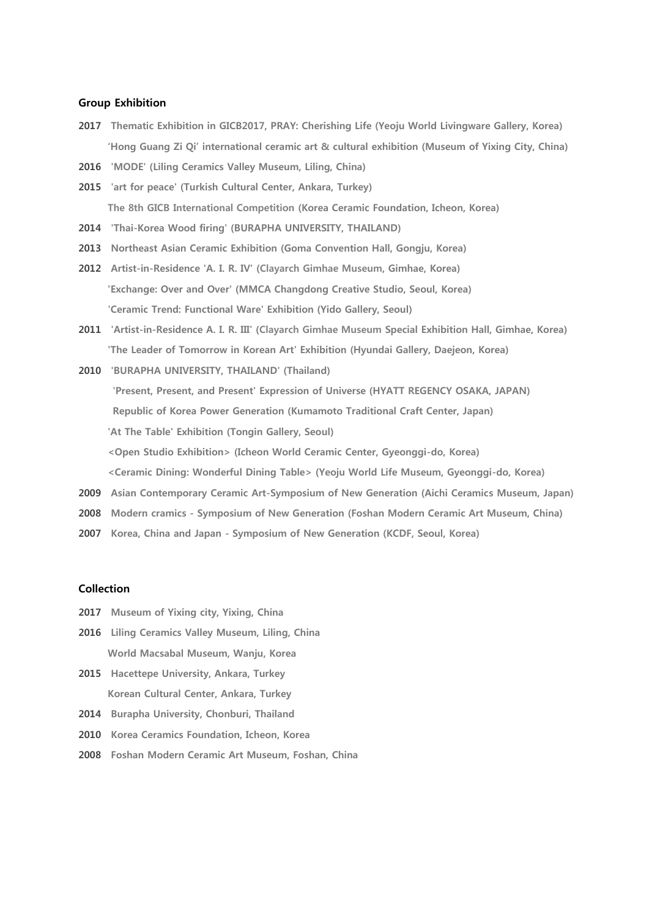## Group Exhibition

**2017** Thematic Exhibition in GICB2017, PRAY: Cherishing Life (Yeoju World Livingware Gallery, Korea)
'Hong Guang Zi Qi' international ceramic art & cultural exhibition (Museum of Yixing City, China)

**2016** 'MODE' (Liling Ceramics Valley Museum, Liling, China)

**2015** 'art for peace' (Turkish Cultural Center, Ankara, Turkey)
The 8th GICB International Competition (Korea Ceramic Foundation, Icheon, Korea)

**2014** 'Thai-Korea Wood firing' (BURAPHA UNIVERSITY, THAILAND)

**2013** Northeast Asian Ceramic Exhibition (Goma Convention Hall, Gongju, Korea)

**2012** Artist-in-Residence 'A. I. R. IV' (Clayarch Gimhae Museum, Gimhae, Korea)
'Exchange: Over and Over' (MMCA Changdong Creative Studio, Seoul, Korea)
'Ceramic Trend: Functional Ware' Exhibition (Yido Gallery, Seoul)

**2011** 'Artist-in-Residence A. I. R. Ⅲ' (Clayarch Gimhae Museum Special Exhibition Hall, Gimhae, Korea)
'The Leader of Tomorrow in Korean Art' Exhibition (Hyundai Gallery, Daejeon, Korea)

**2010** 'BURAPHA UNIVERSITY, THAILAND' (Thailand)
'Present, Present, and Present' Expression of Universe (HYATT REGENCY OSAKA, JAPAN)
Republic of Korea Power Generation (Kumamoto Traditional Craft Center, Japan)
'At The Table' Exhibition (Tongin Gallery, Seoul)
<Open Studio Exhibition> (Icheon World Ceramic Center, Gyeonggi-do, Korea)
<Ceramic Dining: Wonderful Dining Table> (Yeoju World Life Museum, Gyeonggi-do, Korea)

**2009** Asian Contemporary Ceramic Art-Symposium of New Generation (Aichi Ceramics Museum, Japan)

**2008** Modern cramics - Symposium of New Generation (Foshan Modern Ceramic Art Museum, China)

**2007** Korea, China and Japan - Symposium of New Generation (KCDF, Seoul, Korea)

## Collection

**2017** Museum of Yixing city, Yixing, China

**2016** Liling Ceramics Valley Museum, Liling, China
World Macsabal Museum, Wanju, Korea

**2015** Hacettepe University, Ankara, Turkey
Korean Cultural Center, Ankara, Turkey

**2014** Burapha University, Chonburi, Thailand

**2010** Korea Ceramics Foundation, Icheon, Korea

**2008** Foshan Modern Ceramic Art Museum, Foshan, China